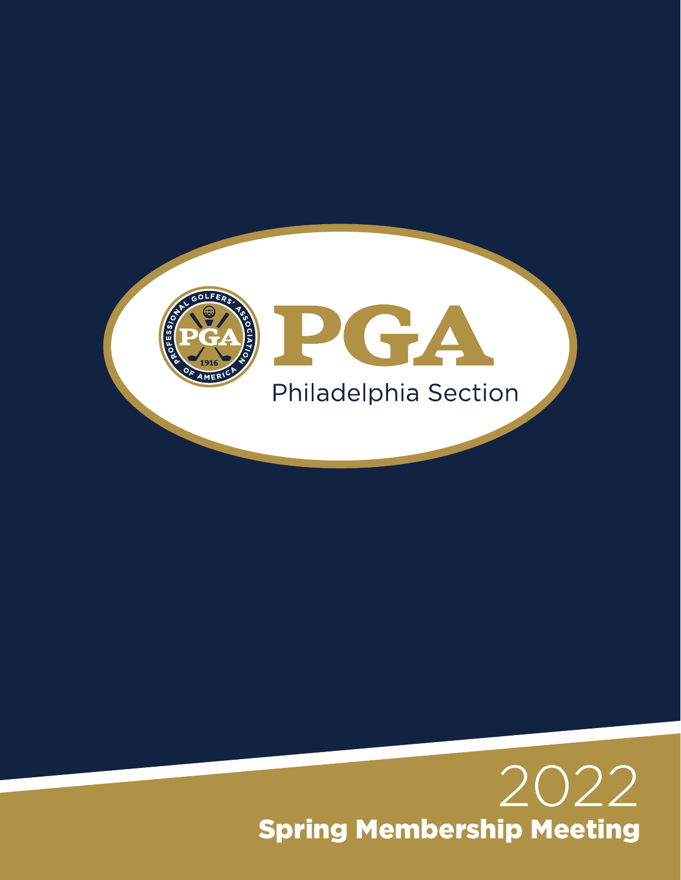# PGA

Philadelphia Section

# 2022

## Spring Membership Meeting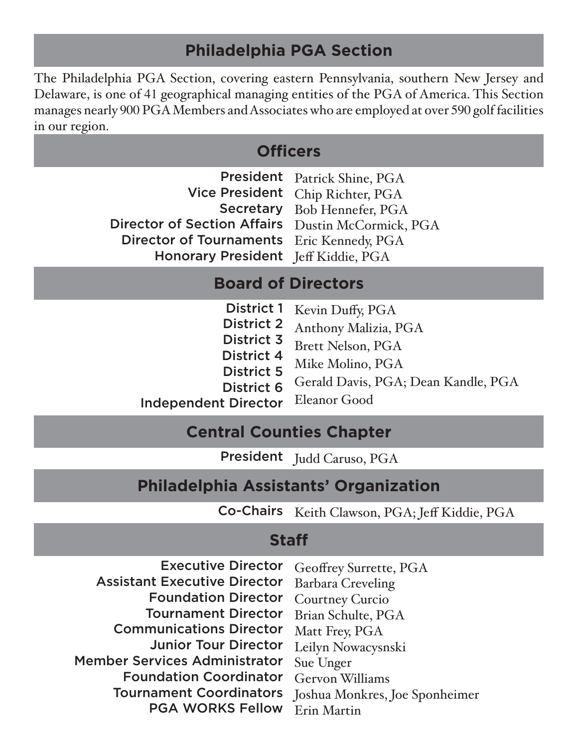## Philadelphia PGA Section

The Philadelphia PGA Section, covering eastern Pennsylvania, southern New Jersey and Delaware, is one of 41 geographical managing entities of the PGA of America. This Section manages nearly 900 PGA Members and Associates who are employed at over 590 golf facilities in our region.

## Officers

| | |
|---|---|
| President | Patrick Shine, PGA |
| Vice President | Chip Richter, PGA |
| Secretary | Bob Hennefer, PGA |
| Director of Section Affairs | Dustin McCormick, PGA |
| Director of Tournaments | Eric Kennedy, PGA |
| Honorary President | Jeff Kiddie, PGA |

## Board of Directors

| | |
|---|---|
| District 1 | Kevin Duffy, PGA |
| District 2 | Anthony Malizia, PGA |
| District 3 | Brett Nelson, PGA |
| District 4 | Mike Molino, PGA |
| District 5 | Gerald Davis, PGA; Dean Kandle, PGA |
| District 6 | |
| Independent Director | Eleanor Good |

## Central Counties Chapter

| | |
|---|---|
| President | Judd Caruso, PGA |

## Philadelphia Assistants' Organization

| | |
|---|---|
| Co-Chairs | Keith Clawson, PGA; Jeff Kiddie, PGA |

## Staff

| | |
|---|---|
| Executive Director | Geoffrey Surrette, PGA |
| Assistant Executive Director | Barbara Creveling |
| Foundation Director | Courtney Curcio |
| Tournament Director | Brian Schulte, PGA |
| Communications Director | Matt Frey, PGA |
| Junior Tour Director | Leilyn Nowacysnski |
| Member Services Administrator | Sue Unger |
| Foundation Coordinator | Gervon Williams |
| Tournament Coordinators | Joshua Monkres, Joe Sponheimer |
| PGA WORKS Fellow | Erin Martin |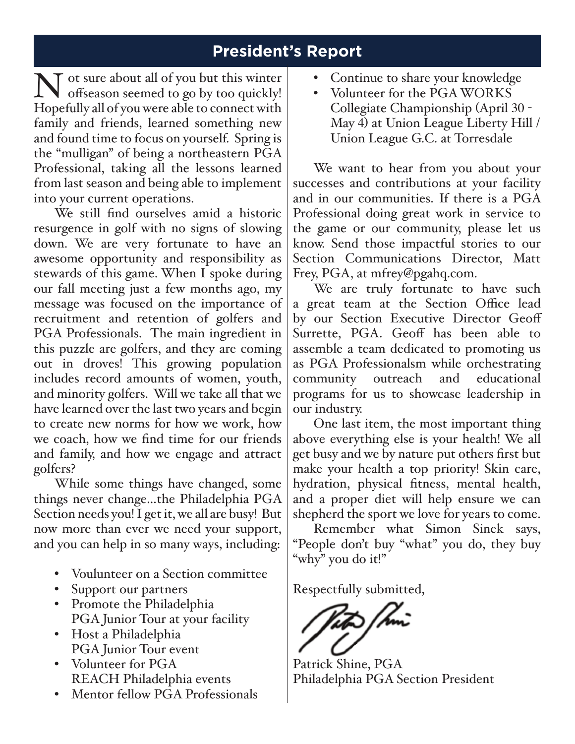## President's Report

Not sure about all of you but this winter offseason seemed to go by too quickly! Hopefully all of you were able to connect with family and friends, learned something new and found time to focus on yourself. Spring is the "mulligan" of being a northeastern PGA Professional, taking all the lessons learned from last season and being able to implement into your current operations.

We still find ourselves amid a historic resurgence in golf with no signs of slowing down. We are very fortunate to have an awesome opportunity and responsibility as stewards of this game. When I spoke during our fall meeting just a few months ago, my message was focused on the importance of recruitment and retention of golfers and PGA Professionals. The main ingredient in this puzzle are golfers, and they are coming out in droves! This growing population includes record amounts of women, youth, and minority golfers. Will we take all that we have learned over the last two years and begin to create new norms for how we work, how we coach, how we find time for our friends and family, and how we engage and attract golfers?

While some things have changed, some things never change...the Philadelphia PGA Section needs you! I get it, we all are busy! But now more than ever we need your support, and you can help in so many ways, including:

- Voulunteer on a Section committee
- Support our partners
- Promote the Philadelphia PGA Junior Tour at your facility
- Host a Philadelphia PGA Junior Tour event
- Volunteer for PGA REACH Philadelphia events
- Mentor fellow PGA Professionals
- Continue to share your knowledge
- Volunteer for the PGA WORKS Collegiate Championship (April 30 - May 4) at Union League Liberty Hill / Union League G.C. at Torresdale

We want to hear from you about your successes and contributions at your facility and in our communities. If there is a PGA Professional doing great work in service to the game or our community, please let us know. Send those impactful stories to our Section Communications Director, Matt Frey, PGA, at mfrey@pgahq.com.

We are truly fortunate to have such a great team at the Section Office lead by our Section Executive Director Geoff Surrette, PGA. Geoff has been able to assemble a team dedicated to promoting us as PGA Professionalsm while orchestrating community outreach and educational programs for us to showcase leadership in our industry.

One last item, the most important thing above everything else is your health! We all get busy and we by nature put others first but make your health a top priority! Skin care, hydration, physical fitness, mental health, and a proper diet will help ensure we can shepherd the sport we love for years to come.

Remember what Simon Sinek says, "People don't buy "what" you do, they buy "why" you do it!"

Respectfully submitted,

Patrick Shine, PGA
Philadelphia PGA Section President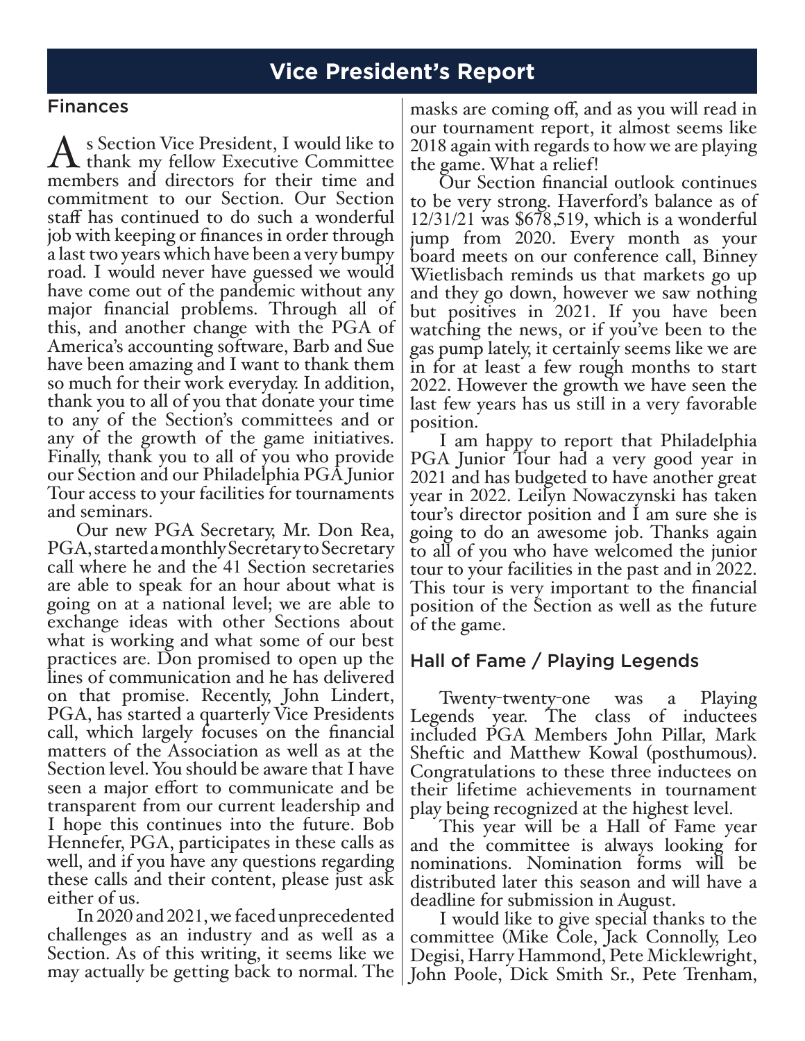## Vice President's Report

### Finances

As Section Vice President, I would like to thank my fellow Executive Committee members and directors for their time and commitment to our Section. Our Section staff has continued to do such a wonderful job with keeping or finances in order through a last two years which have been a very bumpy road. I would never have guessed we would have come out of the pandemic without any major financial problems. Through all of this, and another change with the PGA of America's accounting software, Barb and Sue have been amazing and I want to thank them so much for their work everyday. In addition, thank you to all of you that donate your time to any of the Section's committees and or any of the growth of the game initiatives. Finally, thank you to all of you who provide our Section and our Philadelphia PGA Junior Tour access to your facilities for tournaments and seminars.

Our new PGA Secretary, Mr. Don Rea, PGA, started a monthly Secretary to Secretary call where he and the 41 Section secretaries are able to speak for an hour about what is going on at a national level; we are able to exchange ideas with other Sections about what is working and what some of our best practices are. Don promised to open up the lines of communication and he has delivered on that promise. Recently, John Lindert, PGA, has started a quarterly Vice Presidents call, which largely focuses on the financial matters of the Association as well as at the Section level. You should be aware that I have seen a major effort to communicate and be transparent from our current leadership and I hope this continues into the future. Bob Hennefer, PGA, participates in these calls as well, and if you have any questions regarding these calls and their content, please just ask either of us.

In 2020 and 2021, we faced unprecedented challenges as an industry and as well as a Section. As of this writing, it seems like we may actually be getting back to normal. The masks are coming off, and as you will read in our tournament report, it almost seems like 2018 again with regards to how we are playing the game. What a relief!

Our Section financial outlook continues to be very strong. Haverford's balance as of 12/31/21 was $678,519, which is a wonderful jump from 2020. Every month as your board meets on our conference call, Binney Wietlisbach reminds us that markets go up and they go down, however we saw nothing but positives in 2021. If you have been watching the news, or if you've been to the gas pump lately, it certainly seems like we are in for at least a few rough months to start 2022. However the growth we have seen the last few years has us still in a very favorable position.

I am happy to report that Philadelphia PGA Junior Tour had a very good year in 2021 and has budgeted to have another great year in 2022. Leilyn Nowaczynski has taken tour's director position and I am sure she is going to do an awesome job. Thanks again to all of you who have welcomed the junior tour to your facilities in the past and in 2022. This tour is very important to the financial position of the Section as well as the future of the game.

### Hall of Fame / Playing Legends

Twenty-twenty-one was a Playing Legends year. The class of inductees included PGA Members John Pillar, Mark Sheftic and Matthew Kowal (posthumous). Congratulations to these three inductees on their lifetime achievements in tournament play being recognized at the highest level.

This year will be a Hall of Fame year and the committee is always looking for nominations. Nomination forms will be distributed later this season and will have a deadline for submission in August.

I would like to give special thanks to the committee (Mike Cole, Jack Connolly, Leo Degisi, Harry Hammond, Pete Micklewright, John Poole, Dick Smith Sr., Pete Trenham,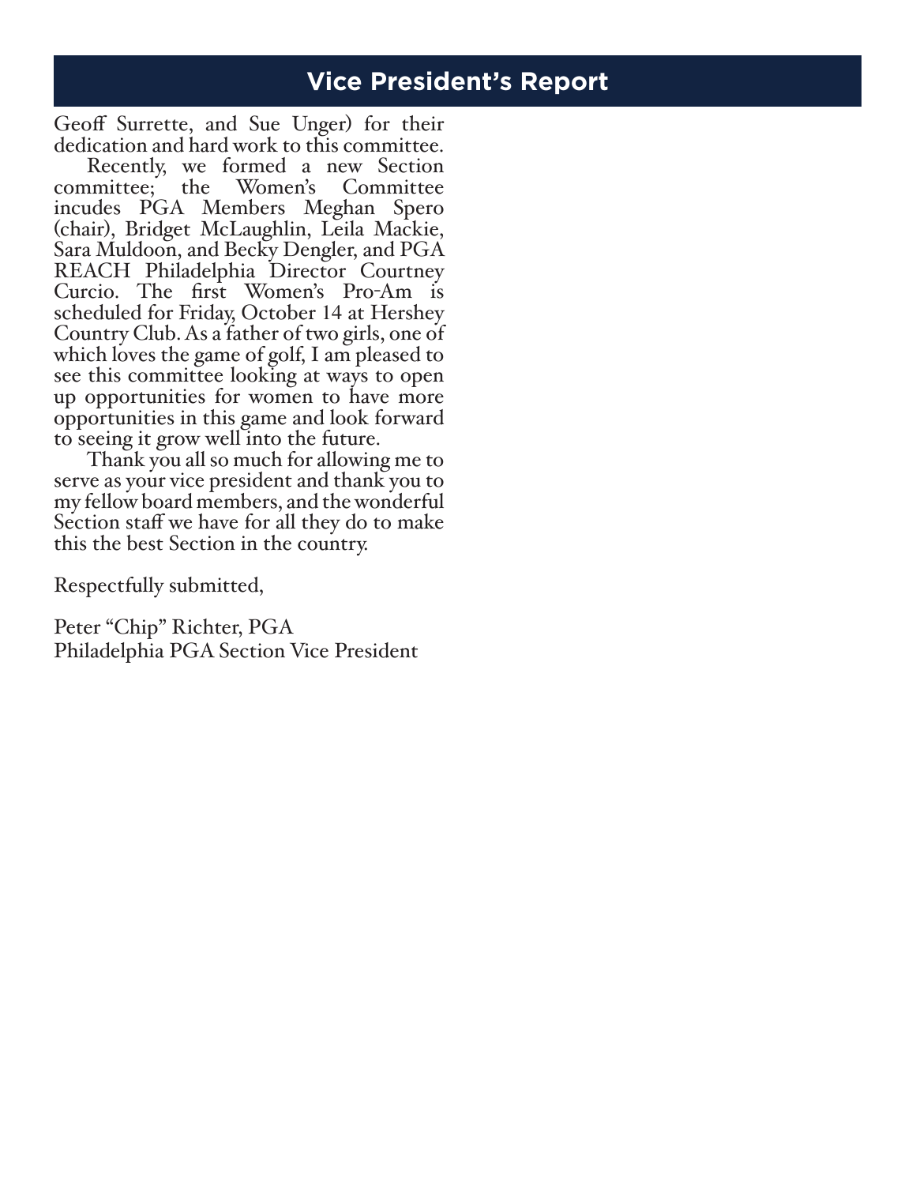## Vice President's Report

Geoff Surrette, and Sue Unger) for their dedication and hard work to this committee.

Recently, we formed a new Section committee; the Women's Committee incudes PGA Members Meghan Spero (chair), Bridget McLaughlin, Leila Mackie, Sara Muldoon, and Becky Dengler, and PGA REACH Philadelphia Director Courtney Curcio. The first Women's Pro-Am is scheduled for Friday, October 14 at Hershey Country Club. As a father of two girls, one of which loves the game of golf, I am pleased to see this committee looking at ways to open up opportunities for women to have more opportunities in this game and look forward to seeing it grow well into the future.

Thank you all so much for allowing me to serve as your vice president and thank you to my fellow board members, and the wonderful Section staff we have for all they do to make this the best Section in the country.

Respectfully submitted,

Peter "Chip" Richter, PGA
Philadelphia PGA Section Vice President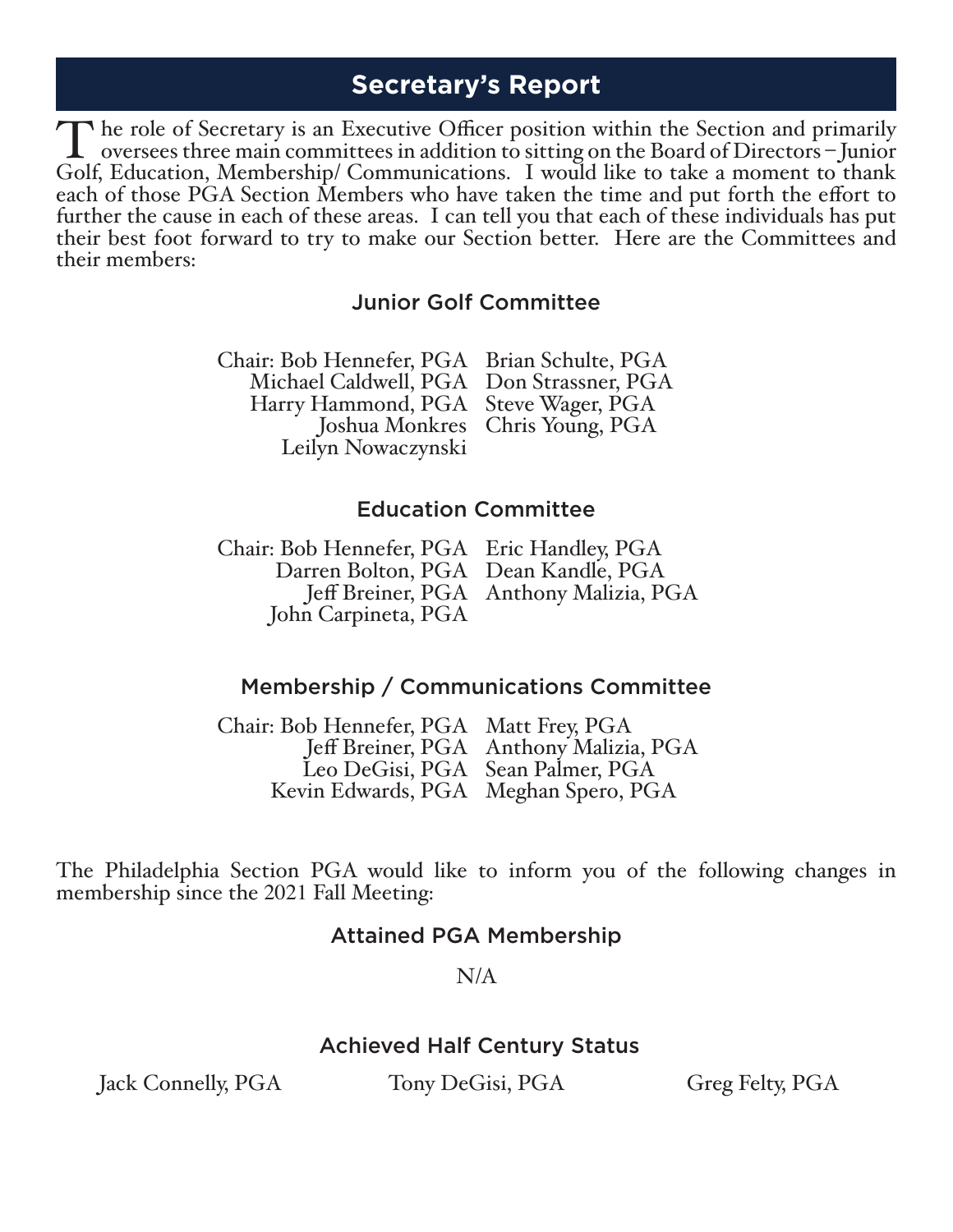## Secretary's Report

The role of Secretary is an Executive Officer position within the Section and primarily oversees three main committees in addition to sitting on the Board of Directors – Junior Golf, Education, Membership/ Communications. I would like to take a moment to thank each of those PGA Section Members who have taken the time and put forth the effort to further the cause in each of these areas. I can tell you that each of these individuals has put their best foot forward to try to make our Section better. Here are the Committees and their members:

### Junior Golf Committee

Chair: Bob Hennefer, PGA
Michael Caldwell, PGA
Harry Hammond, PGA
Joshua Monkres
Leilyn Nowaczynski
Brian Schulte, PGA
Don Strassner, PGA
Steve Wager, PGA
Chris Young, PGA

### Education Committee

Chair: Bob Hennefer, PGA
Darren Bolton, PGA
Jeff Breiner, PGA
John Carpineta, PGA
Eric Handley, PGA
Dean Kandle, PGA
Anthony Malizia, PGA

### Membership / Communications Committee

Chair: Bob Hennefer, PGA
Jeff Breiner, PGA
Leo DeGisi, PGA
Kevin Edwards, PGA
Matt Frey, PGA
Anthony Malizia, PGA
Sean Palmer, PGA
Meghan Spero, PGA

The Philadelphia Section PGA would like to inform you of the following changes in membership since the 2021 Fall Meeting:

### Attained PGA Membership

N/A

### Achieved Half Century Status

Jack Connelly, PGA
Tony DeGisi, PGA
Greg Felty, PGA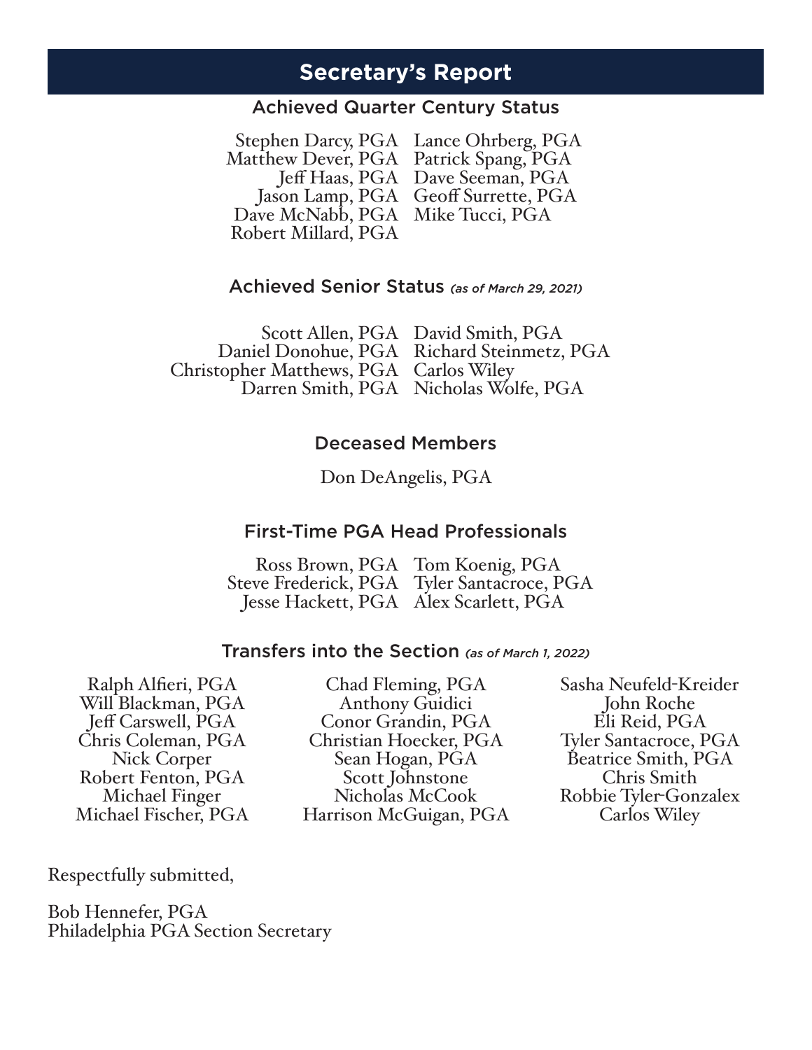# Secretary's Report

## Achieved Quarter Century Status

Stephen Darcy, PGA
Matthew Dever, PGA
Jeff Haas, PGA
Jason Lamp, PGA
Dave McNabb, PGA
Robert Millard, PGA
Lance Ohrberg, PGA
Patrick Spang, PGA
Dave Seeman, PGA
Geoff Surrette, PGA
Mike Tucci, PGA

## Achieved Senior Status *(as of March 29, 2021)*

Scott Allen, PGA
Daniel Donohue, PGA
Christopher Matthews, PGA
Darren Smith, PGA
David Smith, PGA
Richard Steinmetz, PGA
Carlos Wiley
Nicholas Wolfe, PGA

## Deceased Members

Don DeAngelis, PGA

## First-Time PGA Head Professionals

Ross Brown, PGA
Steve Frederick, PGA
Jesse Hackett, PGA
Tom Koenig, PGA
Tyler Santacroce, PGA
Alex Scarlett, PGA

## Transfers into the Section *(as of March 1, 2022)*

Ralph Alfieri, PGA
Will Blackman, PGA
Jeff Carswell, PGA
Chris Coleman, PGA
Nick Corper
Robert Fenton, PGA
Michael Finger
Michael Fischer, PGA
Chad Fleming, PGA
Anthony Guidici
Conor Grandin, PGA
Christian Hoecker, PGA
Sean Hogan, PGA
Scott Johnstone
Nicholas McCook
Harrison McGuigan, PGA
Sasha Neufeld-Kreider
John Roche
Eli Reid, PGA
Tyler Santacroce, PGA
Beatrice Smith, PGA
Chris Smith
Robbie Tyler-Gonzalex
Carlos Wiley

Respectfully submitted,

Bob Hennefer, PGA
Philadelphia PGA Section Secretary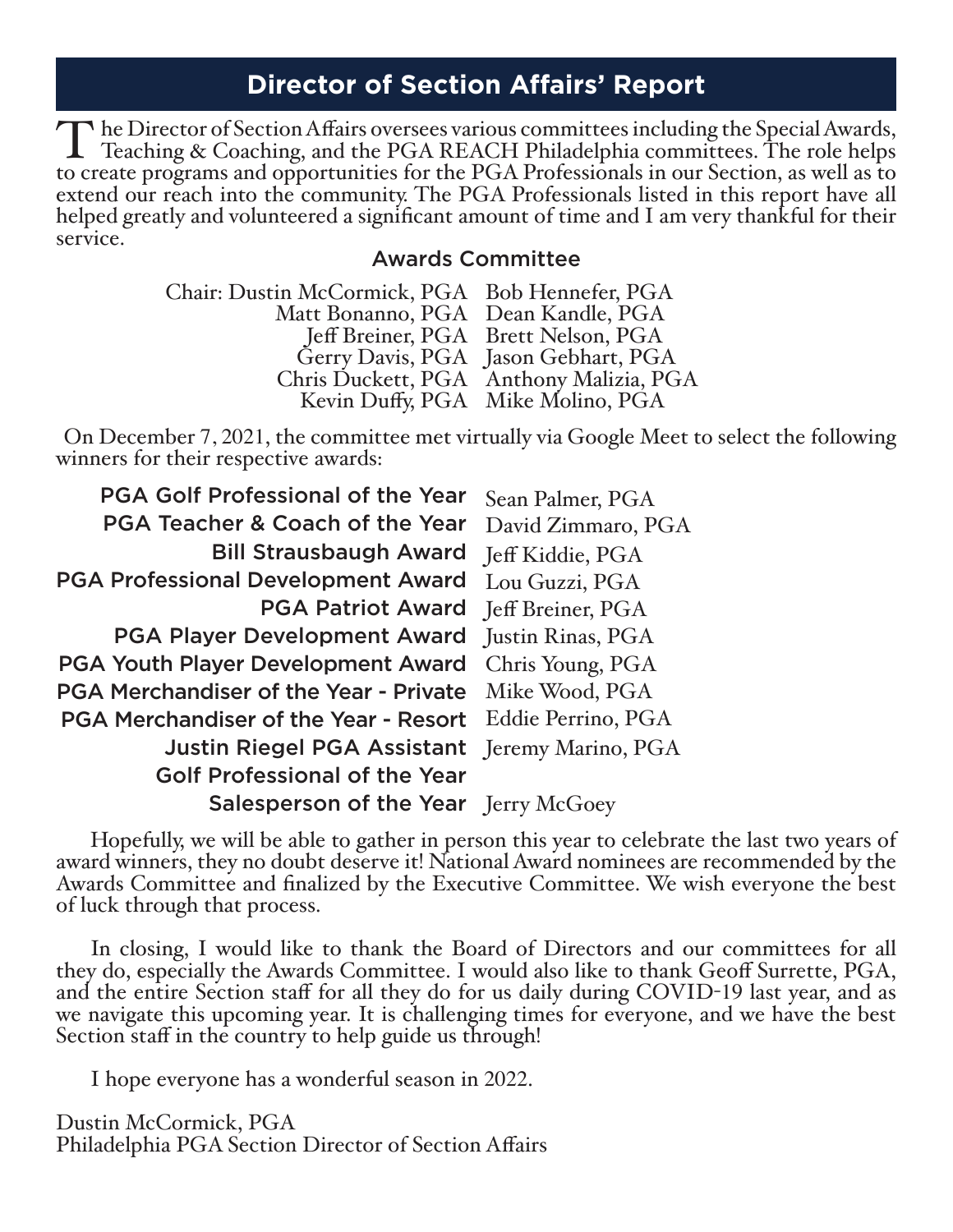# Director of Section Affairs' Report

The Director of Section Affairs oversees various committees including the Special Awards, Teaching & Coaching, and the PGA REACH Philadelphia committees. The role helps to create programs and opportunities for the PGA Professionals in our Section, as well as to extend our reach into the community. The PGA Professionals listed in this report have all helped greatly and volunteered a significant amount of time and I am very thankful for their service.

## Awards Committee

| | |
|---|---|
| Chair: Dustin McCormick, PGA | Bob Hennefer, PGA |
| Matt Bonanno, PGA | Dean Kandle, PGA |
| Jeff Breiner, PGA | Brett Nelson, PGA |
| Gerry Davis, PGA | Jason Gebhart, PGA |
| Chris Duckett, PGA | Anthony Malizia, PGA |
| Kevin Duffy, PGA | Mike Molino, PGA |

On December 7, 2021, the committee met virtually via Google Meet to select the following winners for their respective awards:

| Award | Winner |
|---|---|
| PGA Golf Professional of the Year | Sean Palmer, PGA |
| PGA Teacher & Coach of the Year | David Zimmaro, PGA |
| Bill Strausbaugh Award | Jeff Kiddie, PGA |
| PGA Professional Development Award | Lou Guzzi, PGA |
| PGA Patriot Award | Jeff Breiner, PGA |
| PGA Player Development Award | Justin Rinas, PGA |
| PGA Youth Player Development Award | Chris Young, PGA |
| PGA Merchandiser of the Year - Private | Mike Wood, PGA |
| PGA Merchandiser of the Year - Resort | Eddie Perrino, PGA |
| Justin Riegel PGA Assistant Golf Professional of the Year | Jeremy Marino, PGA |
| Salesperson of the Year | Jerry McGoey |

Hopefully, we will be able to gather in person this year to celebrate the last two years of award winners, they no doubt deserve it! National Award nominees are recommended by the Awards Committee and finalized by the Executive Committee. We wish everyone the best of luck through that process.

In closing, I would like to thank the Board of Directors and our committees for all they do, especially the Awards Committee. I would also like to thank Geoff Surrette, PGA, and the entire Section staff for all they do for us daily during COVID-19 last year, and as we navigate this upcoming year. It is challenging times for everyone, and we have the best Section staff in the country to help guide us through!

I hope everyone has a wonderful season in 2022.

Dustin McCormick, PGA
Philadelphia PGA Section Director of Section Affairs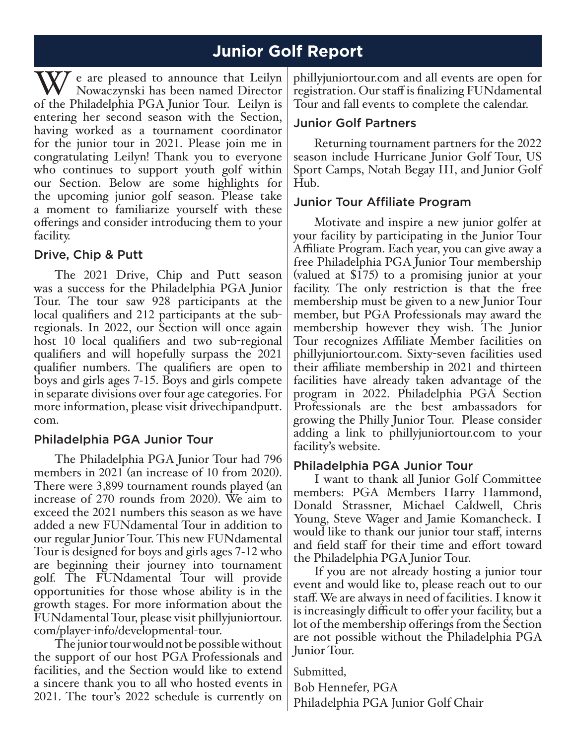# Junior Golf Report

We are pleased to announce that Leilyn Nowaczynski has been named Director of the Philadelphia PGA Junior Tour. Leilyn is entering her second season with the Section, having worked as a tournament coordinator for the junior tour in 2021. Please join me in congratulating Leilyn! Thank you to everyone who continues to support youth golf within our Section. Below are some highlights for the upcoming junior golf season. Please take a moment to familiarize yourself with these offerings and consider introducing them to your facility.

## Drive, Chip & Putt

The 2021 Drive, Chip and Putt season was a success for the Philadelphia PGA Junior Tour. The tour saw 928 participants at the local qualifiers and 212 participants at the sub-regionals. In 2022, our Section will once again host 10 local qualifiers and two sub-regional qualifiers and will hopefully surpass the 2021 qualifier numbers. The qualifiers are open to boys and girls ages 7-15. Boys and girls compete in separate divisions over four age categories. For more information, please visit drivechipandputt.com.

## Philadelphia PGA Junior Tour

The Philadelphia PGA Junior Tour had 796 members in 2021 (an increase of 10 from 2020). There were 3,899 tournament rounds played (an increase of 270 rounds from 2020). We aim to exceed the 2021 numbers this season as we have added a new FUNdamental Tour in addition to our regular Junior Tour. This new FUNdamental Tour is designed for boys and girls ages 7-12 who are beginning their journey into tournament golf. The FUNdamental Tour will provide opportunities for those whose ability is in the growth stages. For more information about the FUNdamental Tour, please visit phillyjuniortour.com/player-info/developmental-tour.

The junior tour would not be possible without the support of our host PGA Professionals and facilities, and the Section would like to extend a sincere thank you to all who hosted events in 2021. The tour's 2022 schedule is currently on phillyjuniortour.com and all events are open for registration. Our staff is finalizing FUNdamental Tour and fall events to complete the calendar.

## Junior Golf Partners

Returning tournament partners for the 2022 season include Hurricane Junior Golf Tour, US Sport Camps, Notah Begay III, and Junior Golf Hub.

## Junior Tour Affiliate Program

Motivate and inspire a new junior golfer at your facility by participating in the Junior Tour Affiliate Program. Each year, you can give away a free Philadelphia PGA Junior Tour membership (valued at $175) to a promising junior at your facility. The only restriction is that the free membership must be given to a new Junior Tour member, but PGA Professionals may award the membership however they wish. The Junior Tour recognizes Affiliate Member facilities on phillyjuniortour.com. Sixty-seven facilities used their affiliate membership in 2021 and thirteen facilities have already taken advantage of the program in 2022. Philadelphia PGA Section Professionals are the best ambassadors for growing the Philly Junior Tour. Please consider adding a link to phillyjuniortour.com to your facility's website.

## Philadelphia PGA Junior Tour

I want to thank all Junior Golf Committee members: PGA Members Harry Hammond, Donald Strassner, Michael Caldwell, Chris Young, Steve Wager and Jamie Komancheck. I would like to thank our junior tour staff, interns and field staff for their time and effort toward the Philadelphia PGA Junior Tour.

If you are not already hosting a junior tour event and would like to, please reach out to our staff. We are always in need of facilities. I know it is increasingly difficult to offer your facility, but a lot of the membership offerings from the Section are not possible without the Philadelphia PGA Junior Tour.

Submitted,

Bob Hennefer, PGA
Philadelphia PGA Junior Golf Chair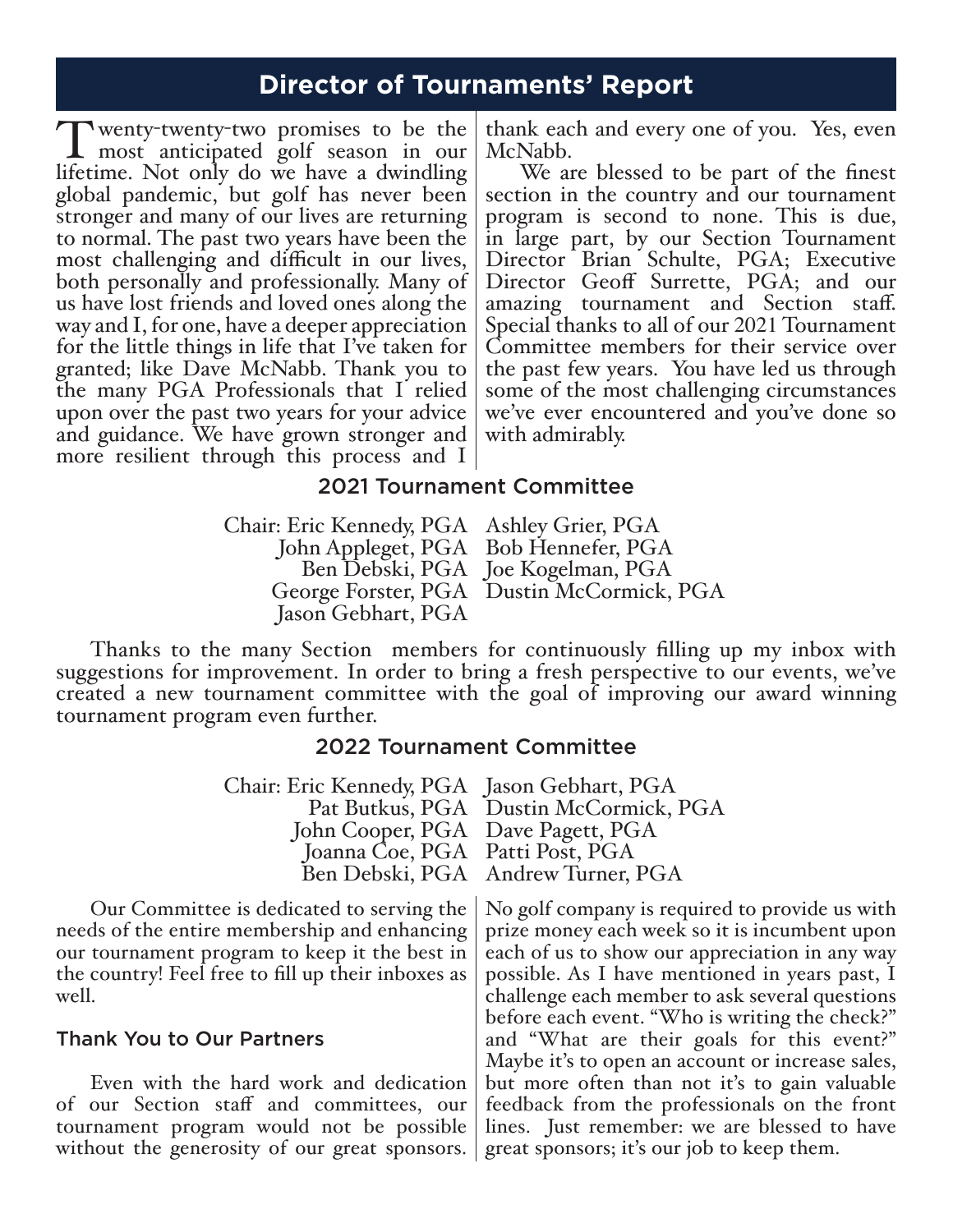## Director of Tournaments' Report

Twenty-twenty-two promises to be the most anticipated golf season in our lifetime. Not only do we have a dwindling global pandemic, but golf has never been stronger and many of our lives are returning to normal. The past two years have been the most challenging and difficult in our lives, both personally and professionally. Many of us have lost friends and loved ones along the way and I, for one, have a deeper appreciation for the little things in life that I've taken for granted; like Dave McNabb. Thank you to the many PGA Professionals that I relied upon over the past two years for your advice and guidance. We have grown stronger and more resilient through this process and I thank each and every one of you. Yes, even McNabb.

We are blessed to be part of the finest section in the country and our tournament program is second to none. This is due, in large part, by our Section Tournament Director Brian Schulte, PGA; Executive Director Geoff Surrette, PGA; and our amazing tournament and Section staff. Special thanks to all of our 2021 Tournament Committee members for their service over the past few years. You have led us through some of the most challenging circumstances we've ever encountered and you've done so with admirably.

### 2021 Tournament Committee

Chair: Eric Kennedy, PGA
John Appleget, PGA
Ben Debski, PGA
George Forster, PGA
Jason Gebhart, PGA
Ashley Grier, PGA
Bob Hennefer, PGA
Joe Kogelman, PGA
Dustin McCormick, PGA

Thanks to the many Section members for continuously filling up my inbox with suggestions for improvement. In order to bring a fresh perspective to our events, we've created a new tournament committee with the goal of improving our award winning tournament program even further.

### 2022 Tournament Committee

Chair: Eric Kennedy, PGA
Pat Butkus, PGA
John Cooper, PGA
Joanna Coe, PGA
Ben Debski, PGA
Jason Gebhart, PGA
Dustin McCormick, PGA
Dave Pagett, PGA
Patti Post, PGA
Andrew Turner, PGA

Our Committee is dedicated to serving the needs of the entire membership and enhancing our tournament program to keep it the best in the country! Feel free to fill up their inboxes as well.

### Thank You to Our Partners

Even with the hard work and dedication of our Section staff and committees, our tournament program would not be possible without the generosity of our great sponsors. No golf company is required to provide us with prize money each week so it is incumbent upon each of us to show our appreciation in any way possible. As I have mentioned in years past, I challenge each member to ask several questions before each event. "Who is writing the check?" and "What are their goals for this event?" Maybe it's to open an account or increase sales, but more often than not it's to gain valuable feedback from the professionals on the front lines. Just remember: we are blessed to have great sponsors; it's our job to keep them.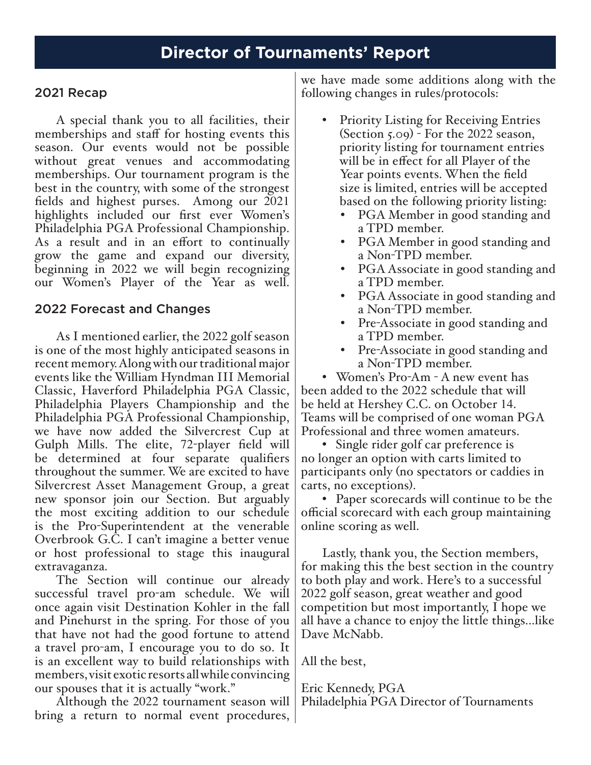# Director of Tournaments' Report

## 2021 Recap

A special thank you to all facilities, their memberships and staff for hosting events this season. Our events would not be possible without great venues and accommodating memberships. Our tournament program is the best in the country, with some of the strongest fields and highest purses. Among our 2021 highlights included our first ever Women's Philadelphia PGA Professional Championship. As a result and in an effort to continually grow the game and expand our diversity, beginning in 2022 we will begin recognizing our Women's Player of the Year as well.

## 2022 Forecast and Changes

As I mentioned earlier, the 2022 golf season is one of the most highly anticipated seasons in recent memory. Along with our traditional major events like the William Hyndman III Memorial Classic, Haverford Philadelphia PGA Classic, Philadelphia Players Championship and the Philadelphia PGA Professional Championship, we have now added the Silvercrest Cup at Gulph Mills. The elite, 72-player field will be determined at four separate qualifiers throughout the summer. We are excited to have Silvercrest Asset Management Group, a great new sponsor join our Section. But arguably the most exciting addition to our schedule is the Pro-Superintendent at the venerable Overbrook G.C. I can't imagine a better venue or host professional to stage this inaugural extravaganza.

The Section will continue our already successful travel pro-am schedule. We will once again visit Destination Kohler in the fall and Pinehurst in the spring. For those of you that have not had the good fortune to attend a travel pro-am, I encourage you to do so. It is an excellent way to build relationships with members, visit exotic resorts all while convincing our spouses that it is actually "work."

Although the 2022 tournament season will bring a return to normal event procedures, we have made some additions along with the following changes in rules/protocols:

- Priority Listing for Receiving Entries (Section 5.09) - For the 2022 season, priority listing for tournament entries will be in effect for all Player of the Year points events. When the field size is limited, entries will be accepted based on the following priority listing:
  - PGA Member in good standing and a TPD member.
  - PGA Member in good standing and a Non-TPD member.
  - PGA Associate in good standing and a TPD member.
  - PGA Associate in good standing and a Non-TPD member.
  - Pre-Associate in good standing and a TPD member.
  - Pre-Associate in good standing and a Non-TPD member.
- Women's Pro-Am - A new event has been added to the 2022 schedule that will be held at Hershey C.C. on October 14. Teams will be comprised of one woman PGA Professional and three women amateurs.
- Single rider golf car preference is no longer an option with carts limited to participants only (no spectators or caddies in carts, no exceptions).
- Paper scorecards will continue to be the official scorecard with each group maintaining online scoring as well.

Lastly, thank you, the Section members, for making this the best section in the country to both play and work. Here's to a successful 2022 golf season, great weather and good competition but most importantly, I hope we all have a chance to enjoy the little things...like Dave McNabb.

All the best,

Eric Kennedy, PGA  
Philadelphia PGA Director of Tournaments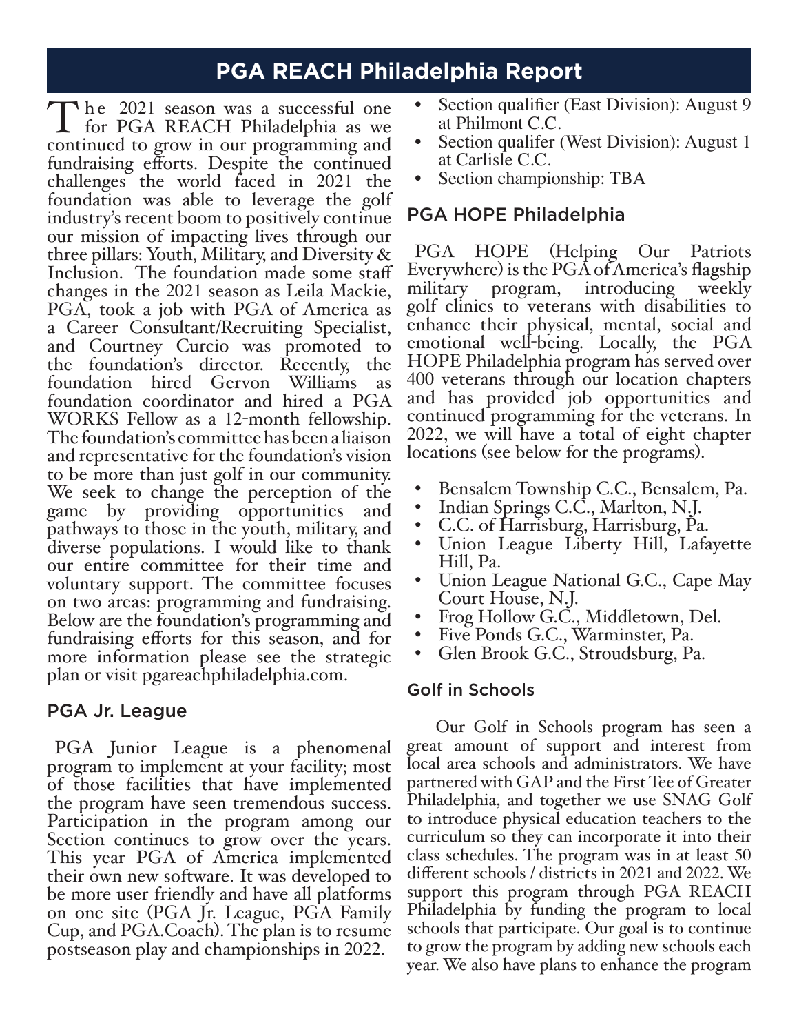# PGA REACH Philadelphia Report

The 2021 season was a successful one for PGA REACH Philadelphia as we continued to grow in our programming and fundraising efforts. Despite the continued challenges the world faced in 2021 the foundation was able to leverage the golf industry's recent boom to positively continue our mission of impacting lives through our three pillars: Youth, Military, and Diversity & Inclusion. The foundation made some staff changes in the 2021 season as Leila Mackie, PGA, took a job with PGA of America as a Career Consultant/Recruiting Specialist, and Courtney Curcio was promoted to the foundation's director. Recently, the foundation hired Gervon Williams as foundation coordinator and hired a PGA WORKS Fellow as a 12-month fellowship. The foundation's committee has been a liaison and representative for the foundation's vision to be more than just golf in our community. We seek to change the perception of the game by providing opportunities and pathways to those in the youth, military, and diverse populations. I would like to thank our entire committee for their time and voluntary support. The committee focuses on two areas: programming and fundraising. Below are the foundation's programming and fundraising efforts for this season, and for more information please see the strategic plan or visit pgareachphiladelphia.com.

## PGA Jr. League

PGA Junior League is a phenomenal program to implement at your facility; most of those facilities that have implemented the program have seen tremendous success. Participation in the program among our Section continues to grow over the years. This year PGA of America implemented their own new software. It was developed to be more user friendly and have all platforms on one site (PGA Jr. League, PGA Family Cup, and PGA.Coach). The plan is to resume postseason play and championships in 2022.

- Section qualifier (East Division): August 9 at Philmont C.C.
- Section qualifer (West Division): August 1 at Carlisle C.C.
- Section championship: TBA

## PGA HOPE Philadelphia

PGA HOPE (Helping Our Patriots Everywhere) is the PGA of America's flagship military program, introducing weekly golf clinics to veterans with disabilities to enhance their physical, mental, social and emotional well-being. Locally, the PGA HOPE Philadelphia program has served over 400 veterans through our location chapters and has provided job opportunities and continued programming for the veterans. In 2022, we will have a total of eight chapter locations (see below for the programs).

- Bensalem Township C.C., Bensalem, Pa.
- Indian Springs C.C., Marlton, N.J.
- C.C. of Harrisburg, Harrisburg, Pa.
- Union League Liberty Hill, Lafayette Hill, Pa.
- Union League National G.C., Cape May Court House, N.J.
- Frog Hollow G.C., Middletown, Del.
- Five Ponds G.C., Warminster, Pa.
- Glen Brook G.C., Stroudsburg, Pa.

## Golf in Schools

Our Golf in Schools program has seen a great amount of support and interest from local area schools and administrators. We have partnered with GAP and the First Tee of Greater Philadelphia, and together we use SNAG Golf to introduce physical education teachers to the curriculum so they can incorporate it into their class schedules. The program was in at least 50 different schools / districts in 2021 and 2022. We support this program through PGA REACH Philadelphia by funding the program to local schools that participate. Our goal is to continue to grow the program by adding new schools each year. We also have plans to enhance the program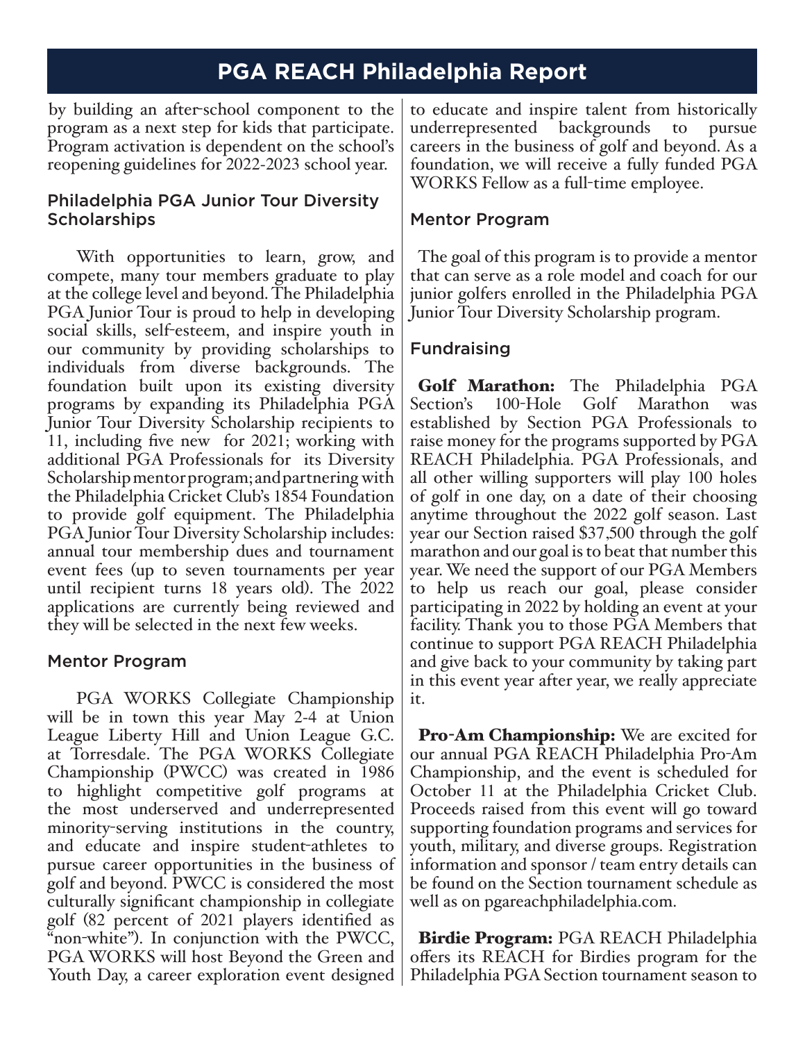# PGA REACH Philadelphia Report

by building an after-school component to the program as a next step for kids that participate. Program activation is dependent on the school's reopening guidelines for 2022-2023 school year.

## Philadelphia PGA Junior Tour Diversity Scholarships

With opportunities to learn, grow, and compete, many tour members graduate to play at the college level and beyond. The Philadelphia PGA Junior Tour is proud to help in developing social skills, self-esteem, and inspire youth in our community by providing scholarships to individuals from diverse backgrounds. The foundation built upon its existing diversity programs by expanding its Philadelphia PGA Junior Tour Diversity Scholarship recipients to 11, including five new for 2021; working with additional PGA Professionals for its Diversity Scholarship mentor program; and partnering with the Philadelphia Cricket Club's 1854 Foundation to provide golf equipment. The Philadelphia PGA Junior Tour Diversity Scholarship includes: annual tour membership dues and tournament event fees (up to seven tournaments per year until recipient turns 18 years old). The 2022 applications are currently being reviewed and they will be selected in the next few weeks.

## Mentor Program

PGA WORKS Collegiate Championship will be in town this year May 2-4 at Union League Liberty Hill and Union League G.C. at Torresdale. The PGA WORKS Collegiate Championship (PWCC) was created in 1986 to highlight competitive golf programs at the most underserved and underrepresented minority-serving institutions in the country, and educate and inspire student-athletes to pursue career opportunities in the business of golf and beyond. PWCC is considered the most culturally significant championship in collegiate golf (82 percent of 2021 players identified as "non-white"). In conjunction with the PWCC, PGA WORKS will host Beyond the Green and Youth Day, a career exploration event designed to educate and inspire talent from historically underrepresented backgrounds to pursue careers in the business of golf and beyond. As a foundation, we will receive a fully funded PGA WORKS Fellow as a full-time employee.

## Mentor Program

The goal of this program is to provide a mentor that can serve as a role model and coach for our junior golfers enrolled in the Philadelphia PGA Junior Tour Diversity Scholarship program.

## Fundraising

**Golf Marathon:** The Philadelphia PGA Section's 100-Hole Golf Marathon was established by Section PGA Professionals to raise money for the programs supported by PGA REACH Philadelphia. PGA Professionals, and all other willing supporters will play 100 holes of golf in one day, on a date of their choosing anytime throughout the 2022 golf season. Last year our Section raised $37,500 through the golf marathon and our goal is to beat that number this year. We need the support of our PGA Members to help us reach our goal, please consider participating in 2022 by holding an event at your facility. Thank you to those PGA Members that continue to support PGA REACH Philadelphia and give back to your community by taking part in this event year after year, we really appreciate it.

**Pro-Am Championship:** We are excited for our annual PGA REACH Philadelphia Pro-Am Championship, and the event is scheduled for October 11 at the Philadelphia Cricket Club. Proceeds raised from this event will go toward supporting foundation programs and services for youth, military, and diverse groups. Registration information and sponsor / team entry details can be found on the Section tournament schedule as well as on pgareachphiladelphia.com.

**Birdie Program:** PGA REACH Philadelphia offers its REACH for Birdies program for the Philadelphia PGA Section tournament season to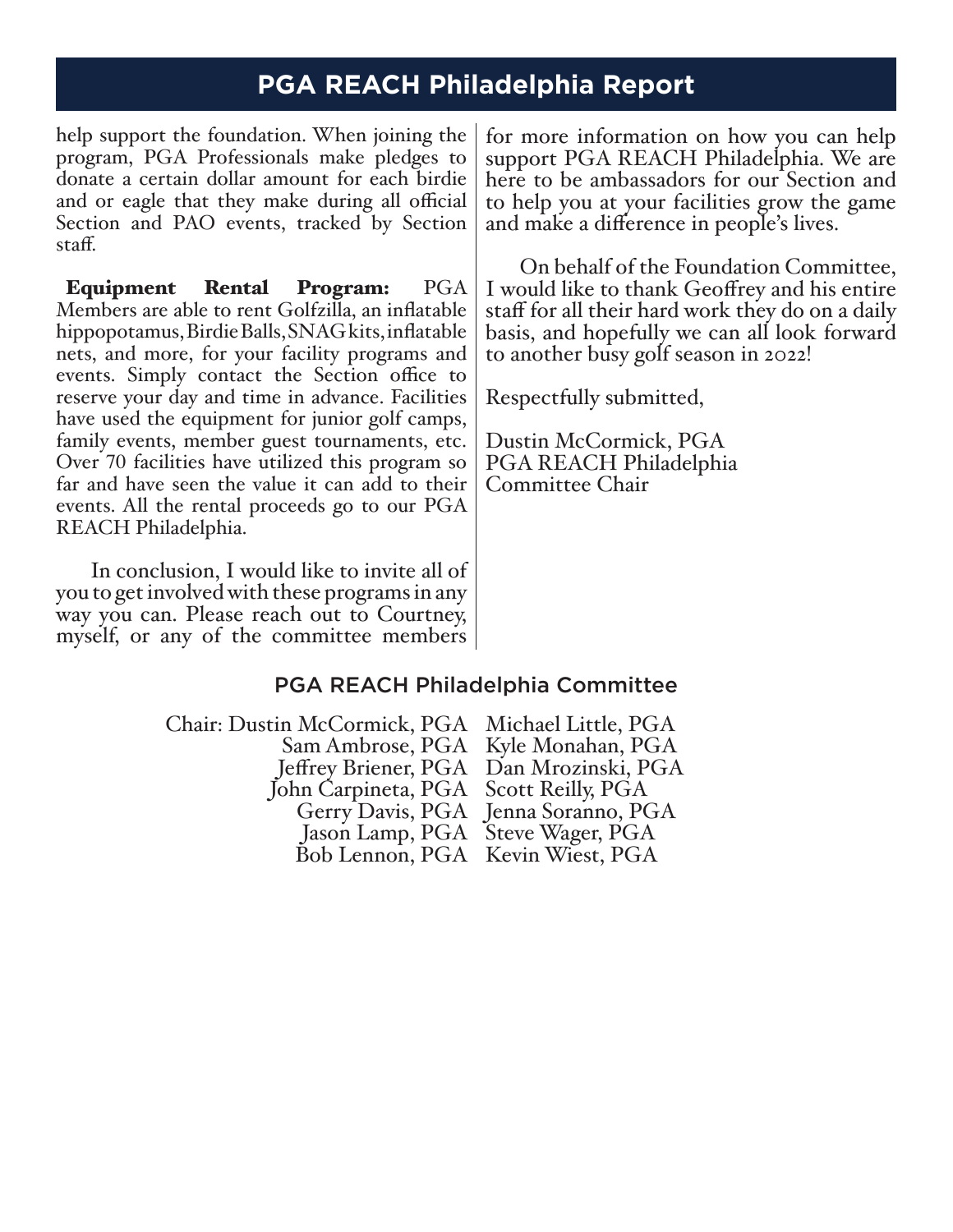# PGA REACH Philadelphia Report

help support the foundation. When joining the program, PGA Professionals make pledges to donate a certain dollar amount for each birdie and or eagle that they make during all official Section and PAO events, tracked by Section staff.

**Equipment Rental Program:** PGA Members are able to rent Golfzilla, an inflatable hippopotamus, Birdie Balls, SNAG kits, inflatable nets, and more, for your facility programs and events. Simply contact the Section office to reserve your day and time in advance. Facilities have used the equipment for junior golf camps, family events, member guest tournaments, etc. Over 70 facilities have utilized this program so far and have seen the value it can add to their events. All the rental proceeds go to our PGA REACH Philadelphia.

In conclusion, I would like to invite all of you to get involved with these programs in any way you can. Please reach out to Courtney, myself, or any of the committee members for more information on how you can help support PGA REACH Philadelphia. We are here to be ambassadors for our Section and to help you at your facilities grow the game and make a difference in people's lives.

On behalf of the Foundation Committee, I would like to thank Geoffrey and his entire staff for all their hard work they do on a daily basis, and hopefully we can all look forward to another busy golf season in 2022!

Respectfully submitted,

Dustin McCormick, PGA
PGA REACH Philadelphia
Committee Chair

## PGA REACH Philadelphia Committee

Chair: Dustin McCormick, PGA
Sam Ambrose, PGA
Jeffrey Briener, PGA
John Carpineta, PGA
Gerry Davis, PGA
Jason Lamp, PGA
Bob Lennon, PGA
Michael Little, PGA
Kyle Monahan, PGA
Dan Mrozinski, PGA
Scott Reilly, PGA
Jenna Soranno, PGA
Steve Wager, PGA
Kevin Wiest, PGA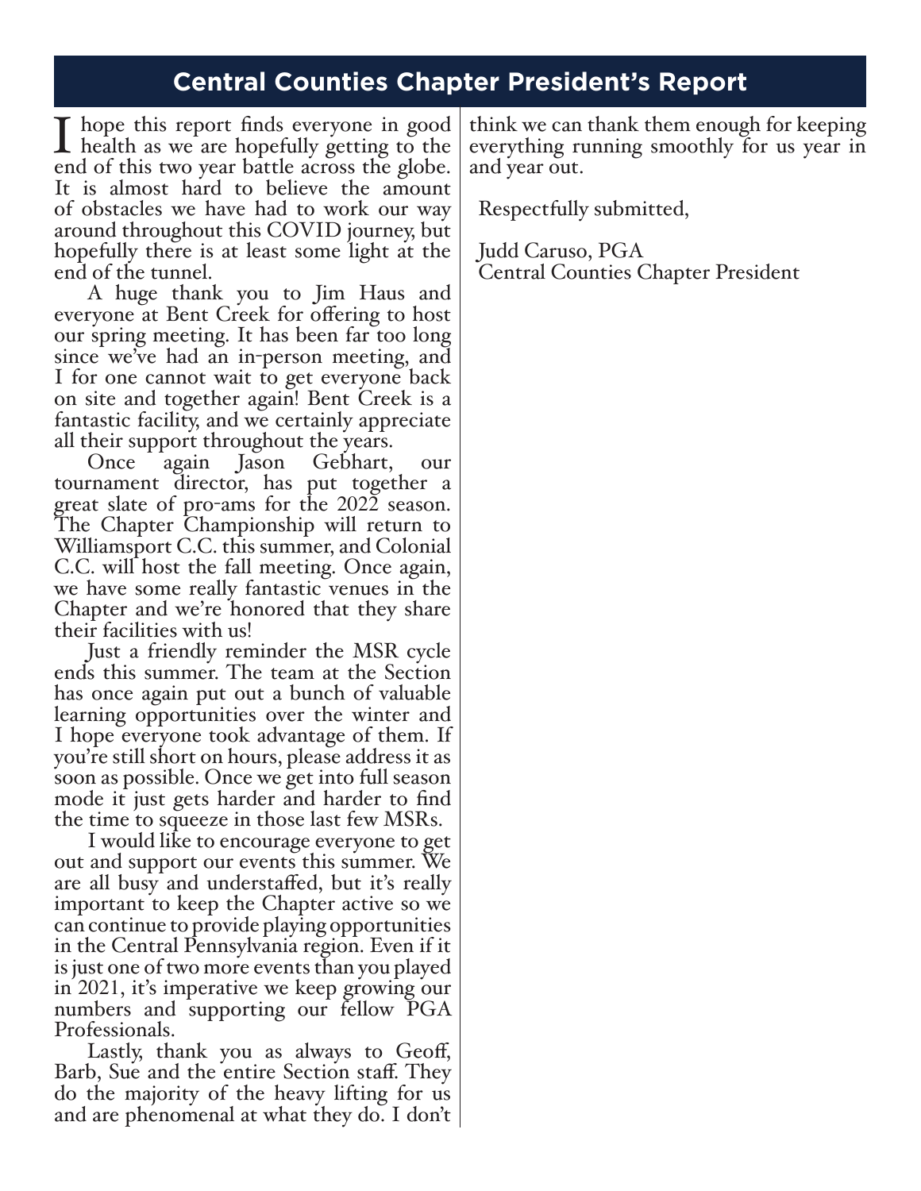## Central Counties Chapter President's Report

I hope this report finds everyone in good health as we are hopefully getting to the end of this two year battle across the globe. It is almost hard to believe the amount of obstacles we have had to work our way around throughout this COVID journey, but hopefully there is at least some light at the end of the tunnel.

A huge thank you to Jim Haus and everyone at Bent Creek for offering to host our spring meeting. It has been far too long since we've had an in-person meeting, and I for one cannot wait to get everyone back on site and together again! Bent Creek is a fantastic facility, and we certainly appreciate all their support throughout the years.

Once again Jason Gebhart, our tournament director, has put together a great slate of pro-ams for the 2022 season. The Chapter Championship will return to Williamsport C.C. this summer, and Colonial C.C. will host the fall meeting. Once again, we have some really fantastic venues in the Chapter and we're honored that they share their facilities with us!

Just a friendly reminder the MSR cycle ends this summer. The team at the Section has once again put out a bunch of valuable learning opportunities over the winter and I hope everyone took advantage of them. If you're still short on hours, please address it as soon as possible. Once we get into full season mode it just gets harder and harder to find the time to squeeze in those last few MSRs.

I would like to encourage everyone to get out and support our events this summer. We are all busy and understaffed, but it's really important to keep the Chapter active so we can continue to provide playing opportunities in the Central Pennsylvania region. Even if it is just one of two more events than you played in 2021, it's imperative we keep growing our numbers and supporting our fellow PGA Professionals.

Lastly, thank you as always to Geoff, Barb, Sue and the entire Section staff. They do the majority of the heavy lifting for us and are phenomenal at what they do. I don't think we can thank them enough for keeping everything running smoothly for us year in and year out.

Respectfully submitted,

Judd Caruso, PGA
Central Counties Chapter President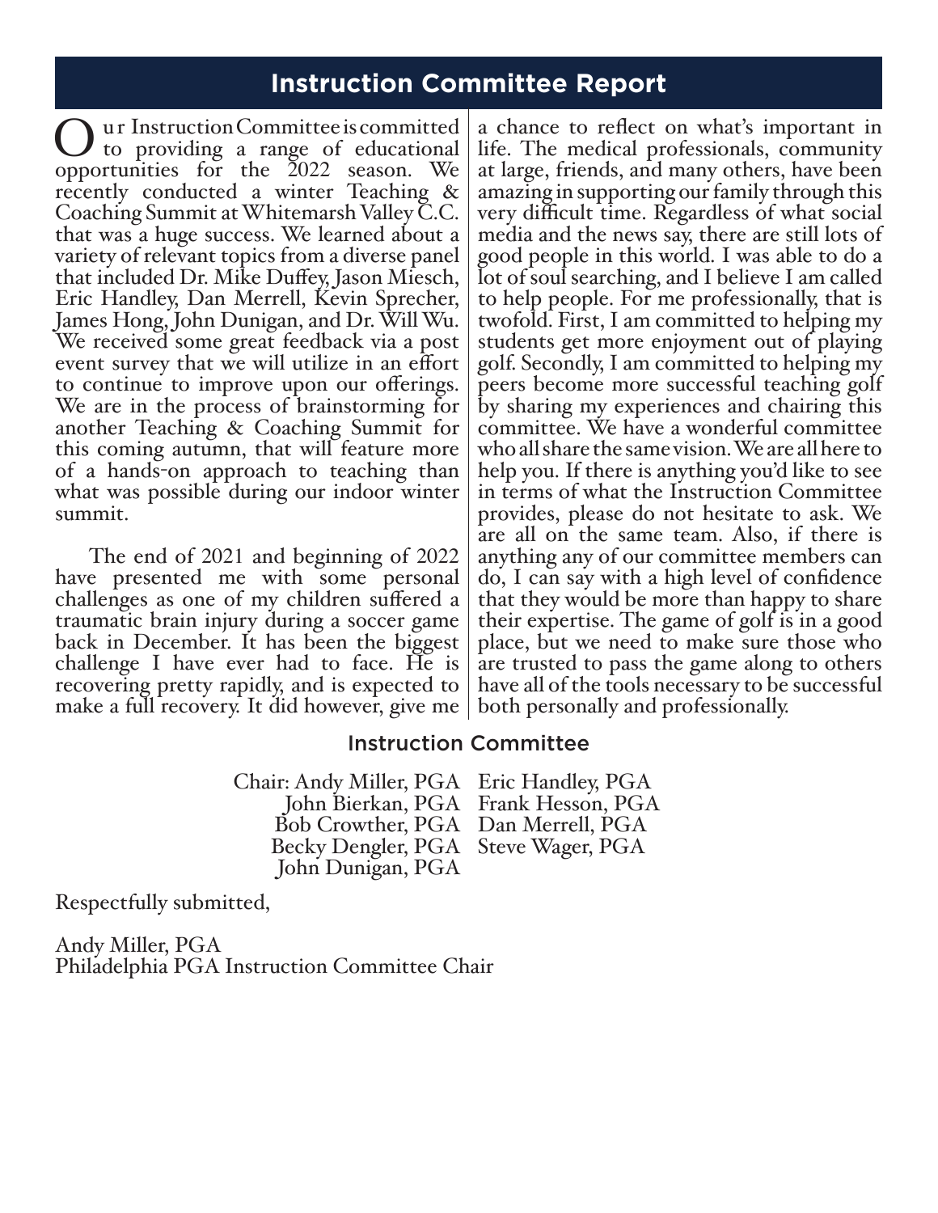# Instruction Committee Report

Our Instruction Committee is committed to providing a range of educational opportunities for the 2022 season. We recently conducted a winter Teaching & Coaching Summit at Whitemarsh Valley C.C. that was a huge success. We learned about a variety of relevant topics from a diverse panel that included Dr. Mike Duffey, Jason Miesch, Eric Handley, Dan Merrell, Kevin Sprecher, James Hong, John Dunigan, and Dr. Will Wu. We received some great feedback via a post event survey that we will utilize in an effort to continue to improve upon our offerings. We are in the process of brainstorming for another Teaching & Coaching Summit for this coming autumn, that will feature more of a hands-on approach to teaching than what was possible during our indoor winter summit.

The end of 2021 and beginning of 2022 have presented me with some personal challenges as one of my children suffered a traumatic brain injury during a soccer game back in December. It has been the biggest challenge I have ever had to face. He is recovering pretty rapidly, and is expected to make a full recovery. It did however, give me a chance to reflect on what's important in life. The medical professionals, community at large, friends, and many others, have been amazing in supporting our family through this very difficult time. Regardless of what social media and the news say, there are still lots of good people in this world. I was able to do a lot of soul searching, and I believe I am called to help people. For me professionally, that is twofold. First, I am committed to helping my students get more enjoyment out of playing golf. Secondly, I am committed to helping my peers become more successful teaching golf by sharing my experiences and chairing this committee. We have a wonderful committee who all share the same vision. We are all here to help you. If there is anything you'd like to see in terms of what the Instruction Committee provides, please do not hesitate to ask. We are all on the same team. Also, if there is anything any of our committee members can do, I can say with a high level of confidence that they would be more than happy to share their expertise. The game of golf is in a good place, but we need to make sure those who are trusted to pass the game along to others have all of the tools necessary to be successful both personally and professionally.

## Instruction Committee

Chair: Andy Miller, PGA
John Bierkan, PGA
Bob Crowther, PGA
Becky Dengler, PGA
John Dunigan, PGA
Eric Handley, PGA
Frank Hesson, PGA
Dan Merrell, PGA
Steve Wager, PGA

Respectfully submitted,

Andy Miller, PGA
Philadelphia PGA Instruction Committee Chair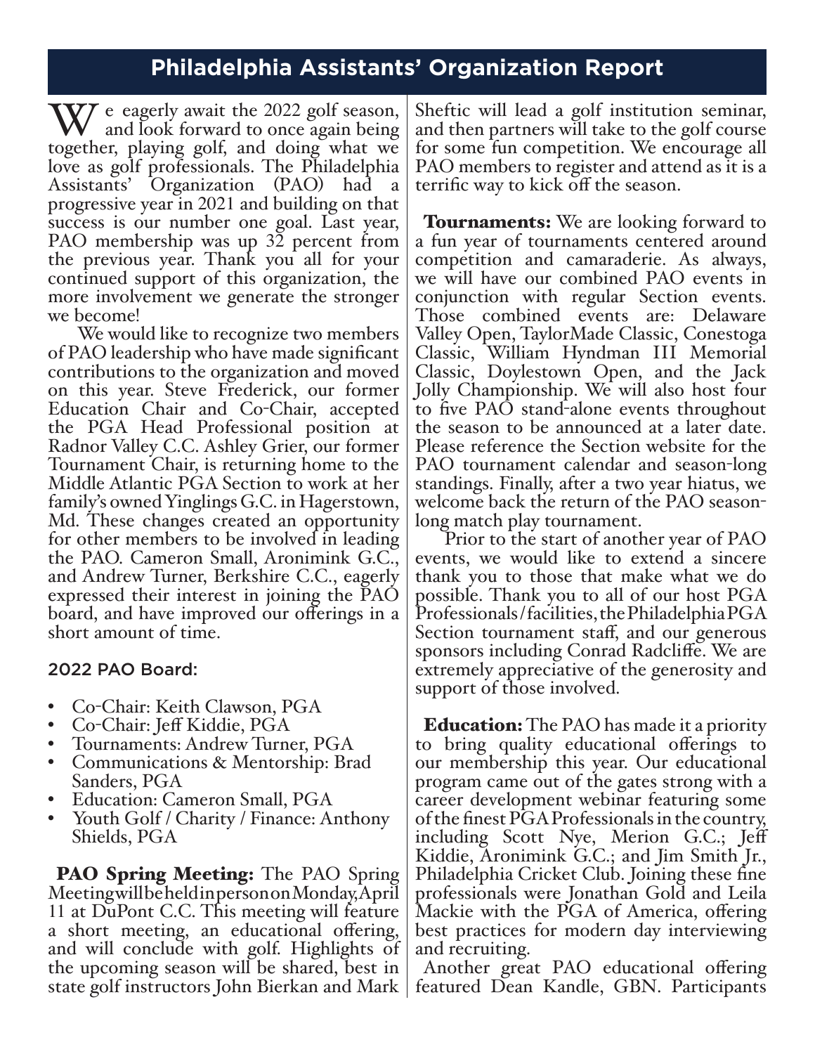## Philadelphia Assistants' Organization Report

We eagerly await the 2022 golf season, and look forward to once again being together, playing golf, and doing what we love as golf professionals. The Philadelphia Assistants' Organization (PAO) had a progressive year in 2021 and building on that success is our number one goal. Last year, PAO membership was up 32 percent from the previous year. Thank you all for your continued support of this organization, the more involvement we generate the stronger we become!

We would like to recognize two members of PAO leadership who have made significant contributions to the organization and moved on this year. Steve Frederick, our former Education Chair and Co-Chair, accepted the PGA Head Professional position at Radnor Valley C.C. Ashley Grier, our former Tournament Chair, is returning home to the Middle Atlantic PGA Section to work at her family's owned Yinglings G.C. in Hagerstown, Md. These changes created an opportunity for other members to be involved in leading the PAO. Cameron Small, Aronimink G.C., and Andrew Turner, Berkshire C.C., eagerly expressed their interest in joining the PAO board, and have improved our offerings in a short amount of time.

### 2022 PAO Board:

- Co-Chair: Keith Clawson, PGA
- Co-Chair: Jeff Kiddie, PGA
- Tournaments: Andrew Turner, PGA
- Communications & Mentorship: Brad Sanders, PGA
- Education: Cameron Small, PGA
- Youth Golf / Charity / Finance: Anthony Shields, PGA

**PAO Spring Meeting:** The PAO Spring Meeting will be held in person on Monday, April 11 at DuPont C.C. This meeting will feature a short meeting, an educational offering, and will conclude with golf. Highlights of the upcoming season will be shared, best in state golf instructors John Bierkan and Mark Sheftic will lead a golf institution seminar, and then partners will take to the golf course for some fun competition. We encourage all PAO members to register and attend as it is a terrific way to kick off the season.

**Tournaments:** We are looking forward to a fun year of tournaments centered around competition and camaraderie. As always, we will have our combined PAO events in conjunction with regular Section events. Those combined events are: Delaware Valley Open, TaylorMade Classic, Conestoga Classic, William Hyndman III Memorial Classic, Doylestown Open, and the Jack Jolly Championship. We will also host four to five PAO stand-alone events throughout the season to be announced at a later date. Please reference the Section website for the PAO tournament calendar and season-long standings. Finally, after a two year hiatus, we welcome back the return of the PAO season-long match play tournament.

Prior to the start of another year of PAO events, we would like to extend a sincere thank you to those that make what we do possible. Thank you to all of our host PGA Professionals/facilities, the Philadelphia PGA Section tournament staff, and our generous sponsors including Conrad Radcliffe. We are extremely appreciative of the generosity and support of those involved.

**Education:** The PAO has made it a priority to bring quality educational offerings to our membership this year. Our educational program came out of the gates strong with a career development webinar featuring some of the finest PGA Professionals in the country, including Scott Nye, Merion G.C.; Jeff Kiddie, Aronimink G.C.; and Jim Smith Jr., Philadelphia Cricket Club. Joining these fine professionals were Jonathan Gold and Leila Mackie with the PGA of America, offering best practices for modern day interviewing and recruiting.

Another great PAO educational offering featured Dean Kandle, GBN. Participants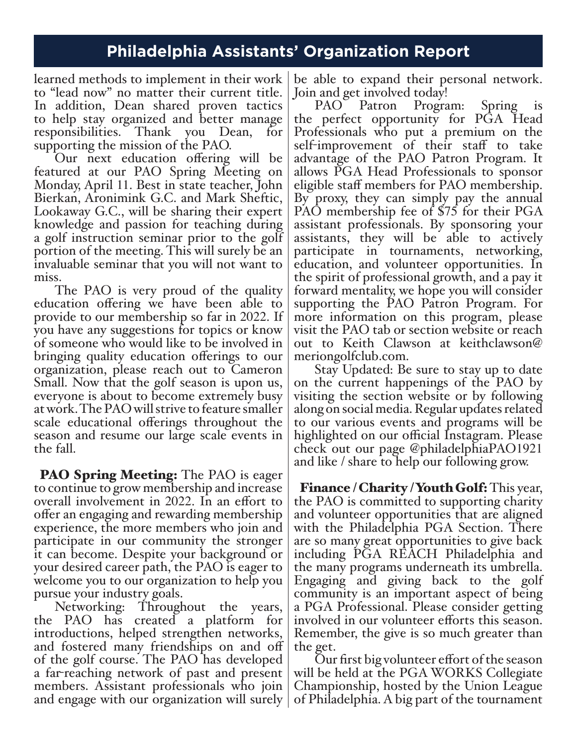## Philadelphia Assistants' Organization Report

learned methods to implement in their work to "lead now" no matter their current title. In addition, Dean shared proven tactics to help stay organized and better manage responsibilities. Thank you Dean, for supporting the mission of the PAO.

Our next education offering will be featured at our PAO Spring Meeting on Monday, April 11. Best in state teacher, John Bierkan, Aronimink G.C. and Mark Sheftic, Lookaway G.C., will be sharing their expert knowledge and passion for teaching during a golf instruction seminar prior to the golf portion of the meeting. This will surely be an invaluable seminar that you will not want to miss.

The PAO is very proud of the quality education offering we have been able to provide to our membership so far in 2022. If you have any suggestions for topics or know of someone who would like to be involved in bringing quality education offerings to our organization, please reach out to Cameron Small. Now that the golf season is upon us, everyone is about to become extremely busy at work. The PAO will strive to feature smaller scale educational offerings throughout the season and resume our large scale events in the fall.

**PAO Spring Meeting:** The PAO is eager to continue to grow membership and increase overall involvement in 2022. In an effort to offer an engaging and rewarding membership experience, the more members who join and participate in our community the stronger it can become. Despite your background or your desired career path, the PAO is eager to welcome you to our organization to help you pursue your industry goals.

Networking: Throughout the years, the PAO has created a platform for introductions, helped strengthen networks, and fostered many friendships on and off of the golf course. The PAO has developed a far-reaching network of past and present members. Assistant professionals who join and engage with our organization will surely be able to expand their personal network. Join and get involved today!

PAO Patron Program: Spring is the perfect opportunity for PGA Head Professionals who put a premium on the self-improvement of their staff to take advantage of the PAO Patron Program. It allows PGA Head Professionals to sponsor eligible staff members for PAO membership. By proxy, they can simply pay the annual PAO membership fee of $75 for their PGA assistant professionals. By sponsoring your assistants, they will be able to actively participate in tournaments, networking, education, and volunteer opportunities. In the spirit of professional growth, and a pay it forward mentality, we hope you will consider supporting the PAO Patron Program. For more information on this program, please visit the PAO tab or section website or reach out to Keith Clawson at keithclawson@ meriongolfclub.com.

Stay Updated: Be sure to stay up to date on the current happenings of the PAO by visiting the section website or by following along on social media. Regular updates related to our various events and programs will be highlighted on our official Instagram. Please check out our page @philadelphiaPAO1921 and like / share to help our following grow.

**Finance / Charity / Youth Golf:** This year, the PAO is committed to supporting charity and volunteer opportunities that are aligned with the Philadelphia PGA Section. There are so many great opportunities to give back including PGA REACH Philadelphia and the many programs underneath its umbrella. Engaging and giving back to the golf community is an important aspect of being a PGA Professional. Please consider getting involved in our volunteer efforts this season. Remember, the give is so much greater than the get.

Our first big volunteer effort of the season will be held at the PGA WORKS Collegiate Championship, hosted by the Union League of Philadelphia. A big part of the tournament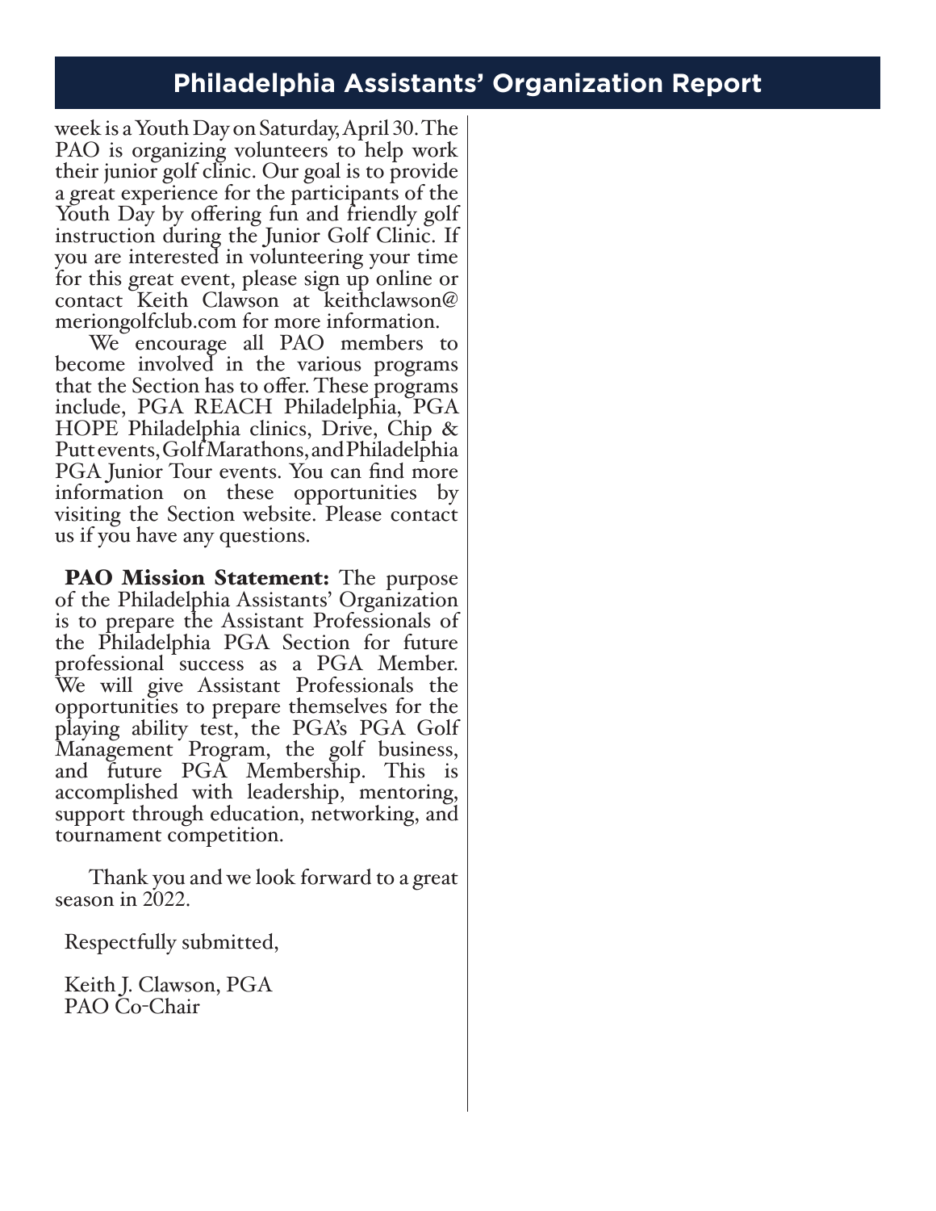## Philadelphia Assistants' Organization Report

week is a Youth Day on Saturday, April 30. The PAO is organizing volunteers to help work their junior golf clinic. Our goal is to provide a great experience for the participants of the Youth Day by offering fun and friendly golf instruction during the Junior Golf Clinic. If you are interested in volunteering your time for this great event, please sign up online or contact Keith Clawson at keithclawson@meriongolfclub.com for more information.

We encourage all PAO members to become involved in the various programs that the Section has to offer. These programs include, PGA REACH Philadelphia, PGA HOPE Philadelphia clinics, Drive, Chip & Putt events, Golf Marathons, and Philadelphia PGA Junior Tour events. You can find more information on these opportunities by visiting the Section website. Please contact us if you have any questions.

**PAO Mission Statement:** The purpose of the Philadelphia Assistants' Organization is to prepare the Assistant Professionals of the Philadelphia PGA Section for future professional success as a PGA Member. We will give Assistant Professionals the opportunities to prepare themselves for the playing ability test, the PGA's PGA Golf Management Program, the golf business, and future PGA Membership. This is accomplished with leadership, mentoring, support through education, networking, and tournament competition.

Thank you and we look forward to a great season in 2022.

Respectfully submitted,

Keith J. Clawson, PGA
PAO Co-Chair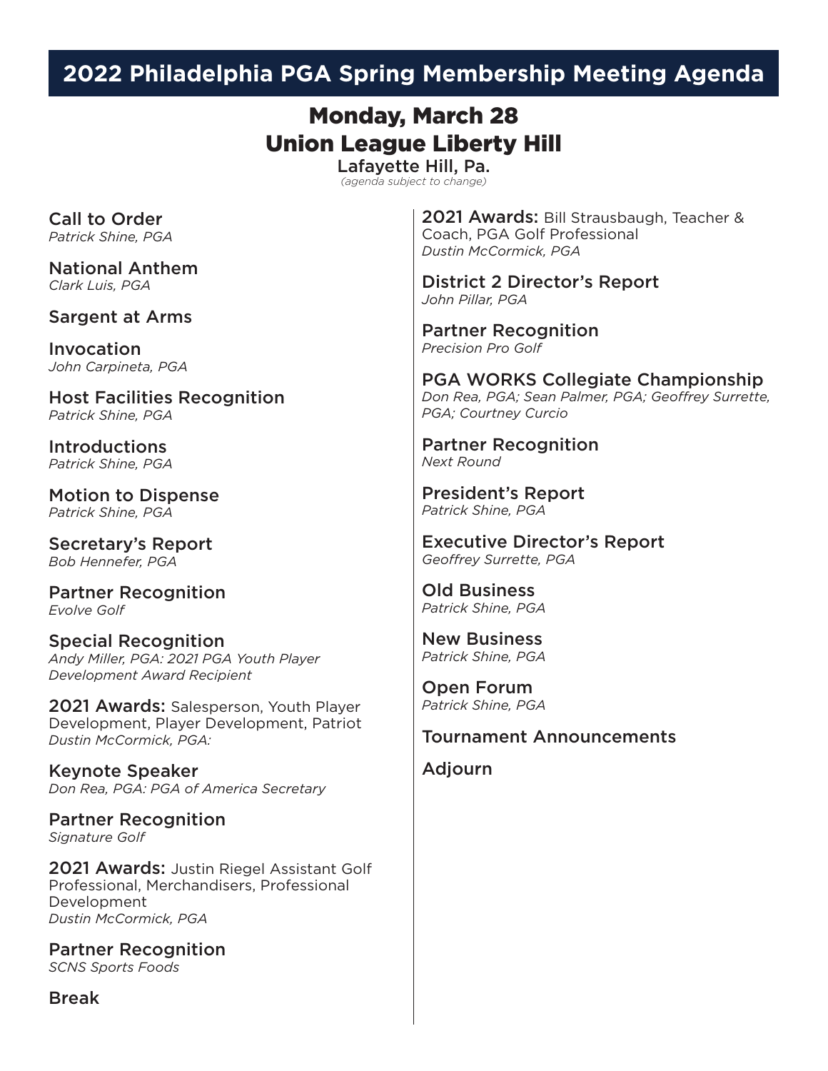# 2022 Philadelphia PGA Spring Membership Meeting Agenda

## Monday, March 28
## Union League Liberty Hill

Lafayette Hill, Pa.

*(agenda subject to change)*

**Call to Order**
*Patrick Shine, PGA*

**National Anthem**
*Clark Luis, PGA*

**Sargent at Arms**

**Invocation**
*John Carpineta, PGA*

**Host Facilities Recognition**
*Patrick Shine, PGA*

**Introductions**
*Patrick Shine, PGA*

**Motion to Dispense**
*Patrick Shine, PGA*

**Secretary's Report**
*Bob Hennefer, PGA*

**Partner Recognition**
*Evolve Golf*

**Special Recognition**
*Andy Miller, PGA: 2021 PGA Youth Player Development Award Recipient*

**2021 Awards:** Salesperson, Youth Player Development, Player Development, Patriot
*Dustin McCormick, PGA:*

**Keynote Speaker**
*Don Rea, PGA: PGA of America Secretary*

**Partner Recognition**
*Signature Golf*

**2021 Awards:** Justin Riegel Assistant Golf Professional, Merchandisers, Professional Development
*Dustin McCormick, PGA*

**Partner Recognition**
*SCNS Sports Foods*

**Break**

**2021 Awards:** Bill Strausbaugh, Teacher & Coach, PGA Golf Professional
*Dustin McCormick, PGA*

**District 2 Director's Report**
*John Pillar, PGA*

**Partner Recognition**
*Precision Pro Golf*

**PGA WORKS Collegiate Championship**
*Don Rea, PGA; Sean Palmer, PGA; Geoffrey Surrette, PGA; Courtney Curcio*

**Partner Recognition**
*Next Round*

**President's Report**
*Patrick Shine, PGA*

**Executive Director's Report**
*Geoffrey Surrette, PGA*

**Old Business**
*Patrick Shine, PGA*

**New Business**
*Patrick Shine, PGA*

**Open Forum**
*Patrick Shine, PGA*

**Tournament Announcements**

**Adjourn**